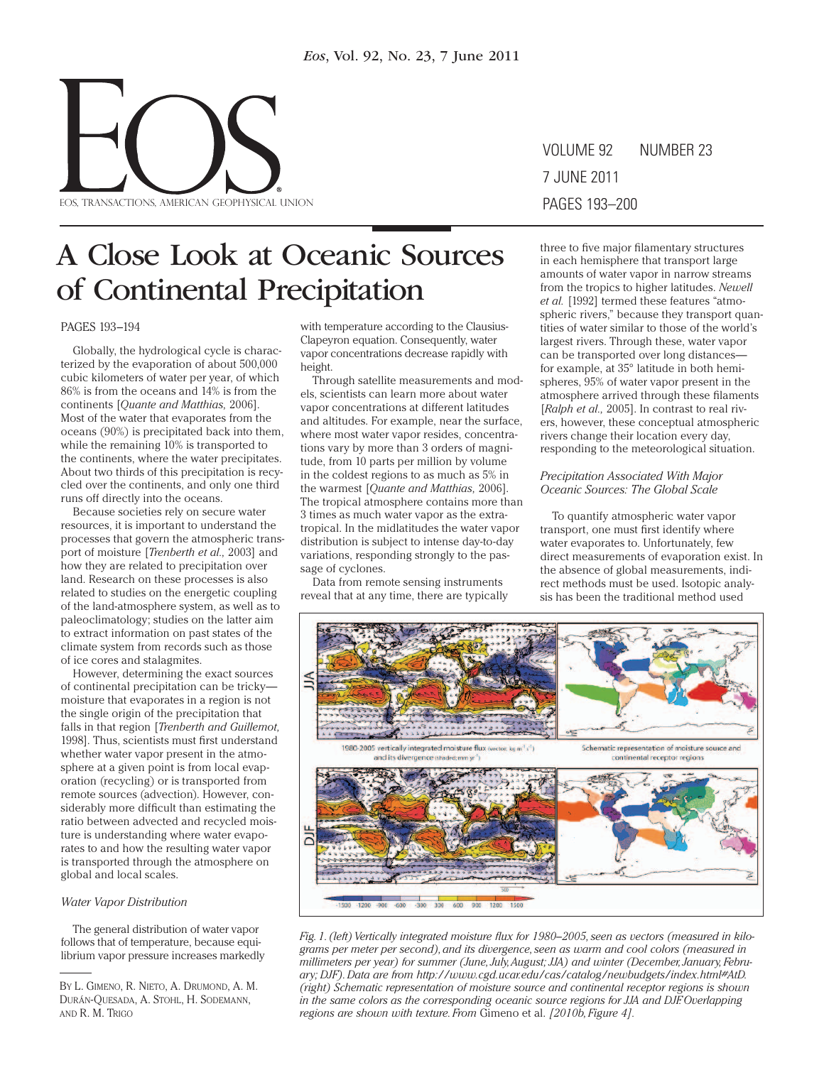# A Close Look at Oceanic Sources of Continental Precipitation

PAGES 193–194

Globally, the hydrological cycle is characterized by the evaporation of about 500,000 cubic kilometers of water per year, of which 86% is from the oceans and 14% is from the continents [*Quante and Matthias*, 2006]. Most of the water that evaporates from the oceans (90%) is precipitated back into them, while the remaining 10% is transported to the continents, where the water precipitates. About two thirds of this precipitation is recycled over the continents, and only one third runs off directly into the oceans.

Because societies rely on secure water resources, it is important to understand the processes that govern the atmospheric transport of moisture [*Trenberth et al.*, 2003] and how they are related to precipitation over land. Research on these processes is also related to studies on the energetic coupling of the land-atmosphere system, as well as to paleoclimatology; studies on the latter aim to extract information on past states of the climate system from records such as those of ice cores and stalagmites.

However, determining the exact sources of continental precipitation can be tricky—moisture that evaporates in a region is not the single origin of the precipitation that falls in that region [*Trenberth and Guillemot*, 1998]. Thus, scientists must first understand whether water vapor present in the atmosphere at a given point is from local evaporation (recycling) or is transported from remote sources (advection). However, considerably more difficult than estimating the ratio between advected and recycled moisture is understanding where water evaporates to and how the resulting water vapor is transported through the atmosphere on global and local scales.

### *Water Vapor Distribution*

The general distribution of water vapor follows that of temperature, because equilibrium vapor pressure increases markedly with temperature according to the Clausius-Clapeyron equation. Consequently, water vapor concentrations decrease rapidly with height.

Through satellite measurements and models, scientists can learn more about water vapor concentrations at different latitudes and altitudes. For example, near the surface, where most water vapor resides, concentrations vary by more than 3 orders of magnitude, from 10 parts per million by volume in the coldest regions to as much as 5% in the warmest [*Quante and Matthias*, 2006]. The tropical atmosphere contains more than 3 times as much water vapor as the extratropical. In the midlatitudes the water vapor distribution is subject to intense day-to-day variations, responding strongly to the passage of cyclones.

Data from remote sensing instruments reveal that at any time, there are typically three to five major filamentary structures in each hemisphere that transport large amounts of water vapor in narrow streams from the tropics to higher latitudes. *Newell et al.* [1992] termed these features "atmospheric rivers," because they transport quantities of water similar to those of the world's largest rivers. Through these, water vapor can be transported over long distances—for example, at 35° latitude in both hemispheres, 95% of water vapor present in the atmosphere arrived through these filaments [*Ralph et al.*, 2005]. In contrast to real rivers, however, these conceptual atmospheric rivers change their location every day, responding to the meteorological situation.

### *Precipitation Associated With Major Oceanic Sources: The Global Scale*

To quantify atmospheric water vapor transport, one must first identify where water evaporates to. Unfortunately, few direct measurements of evaporation exist. In the absence of global measurements, indirect methods must be used. Isotopic analysis has been the traditional method used

*Fig. 1. (left) Vertically integrated moisture flux for 1980–2005, seen as vectors (measured in kilograms per meter per second), and its divergence, seen as warm and cool colors (measured in millimeters per year) for summer (June, July, August; JJA) and winter (December, January, February; DJF). Data are from http://www.cgd.ucar.edu/cas/catalog/newbudgets/index.html#AtD. (right) Schematic representation of moisture source and continental receptor regions is shown in the same colors as the corresponding oceanic source regions for JJA and DJF. Overlapping regions are shown with texture. From* Gimeno et al. *[2010b, Figure 4].*

By L. Gimeno, R. Nieto, A. Drumond, A. M. Durán-Quesada, A. Stohl, H. Sodemann, and R. M. Trigo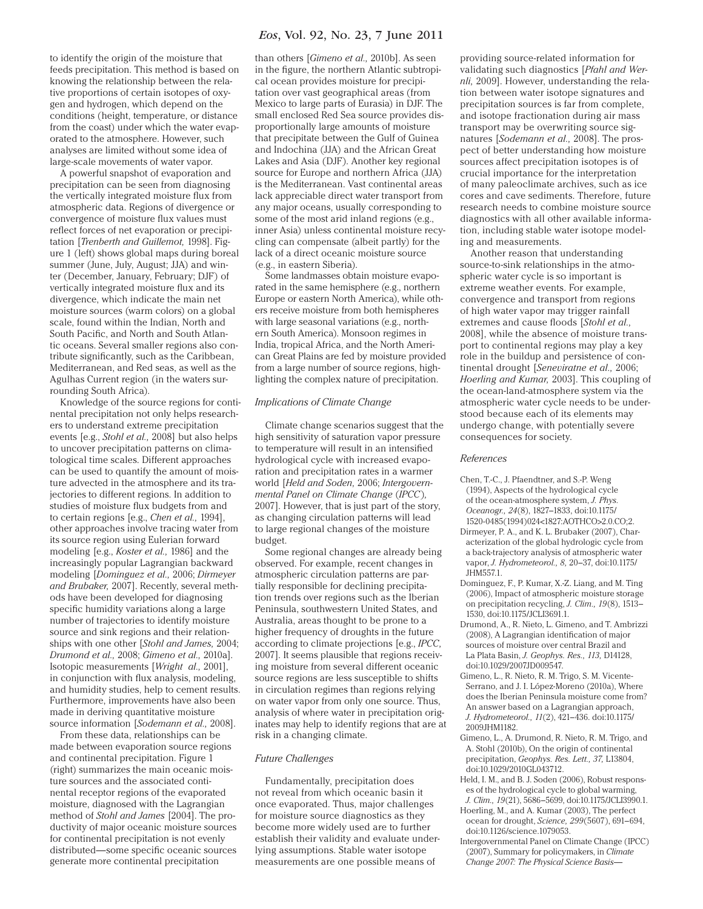to identify the origin of the moisture that feeds precipitation. This method is based on knowing the relationship between the relative proportions of certain isotopes of oxygen and hydrogen, which depend on the conditions (height, temperature, or distance from the coast) under which the water evaporated to the atmosphere. However, such analyses are limited without some idea of large-scale movements of water vapor.

A powerful snapshot of evaporation and precipitation can be seen from diagnosing the vertically integrated moisture flux from atmospheric data. Regions of divergence or convergence of moisture flux values must reflect forces of net evaporation or precipitation [*Trenberth and Guillemot,* 1998]. Figure 1 (left) shows global maps during boreal summer (June, July, August; JJA) and winter (December, January, February; DJF) of vertically integrated moisture flux and its divergence, which indicate the main net moisture sources (warm colors) on a global scale, found within the Indian, North and South Pacific, and North and South Atlantic oceans. Several smaller regions also contribute significantly, such as the Caribbean, Mediterranean, and Red seas, as well as the Agulhas Current region (in the waters surrounding South Africa).

Knowledge of the source regions for continental precipitation not only helps researchers to understand extreme precipitation events [e.g., *Stohl et al.,* 2008] but also helps to uncover precipitation patterns on climatological time scales. Different approaches can be used to quantify the amount of moisture advected in the atmosphere and its trajectories to different regions. In addition to studies of moisture flux budgets from and to certain regions [e.g., *Chen et al.,* 1994], other approaches involve tracing water from its source region using Eulerian forward modeling [e.g., *Koster et al.,* 1986] and the increasingly popular Lagrangian backward modeling [*Dominguez et al.,* 2006; *Dirmeyer and Brubaker,* 2007]. Recently, several methods have been developed for diagnosing specific humidity variations along a large number of trajectories to identify moisture source and sink regions and their relationships with one other [*Stohl and James,* 2004; *Drumond et al.,* 2008; *Gimeno et al.,* 2010a]. Isotopic measurements [*Wright al.,* 2001], in conjunction with flux analysis, modeling, and humidity studies, help to cement results. Furthermore, improvements have also been made in deriving quantitative moisture source information [*Sodemann et al.,* 2008].

From these data, relationships can be made between evaporation source regions and continental precipitation. Figure 1 (right) summarizes the main oceanic moisture sources and the associated continental receptor regions of the evaporated moisture, diagnosed with the Lagrangian method of *Stohl and James* [2004]. The productivity of major oceanic moisture sources for continental precipitation is not evenly distributed—some specific oceanic sources generate more continental precipitation than others [*Gimeno et al.,* 2010b]. As seen in the figure, the northern Atlantic subtropical ocean provides moisture for precipitation over vast geographical areas (from Mexico to large parts of Eurasia) in DJF. The small enclosed Red Sea source provides disproportionally large amounts of moisture that precipitate between the Gulf of Guinea and Indochina (JJA) and the African Great Lakes and Asia (DJF). Another key regional source for Europe and northern Africa (JJA) is the Mediterranean. Vast continental areas lack appreciable direct water transport from any major oceans, usually corresponding to some of the most arid inland regions (e.g., inner Asia) unless continental moisture recycling can compensate (albeit partly) for the lack of a direct oceanic moisture source (e.g., in eastern Siberia).

Some landmasses obtain moisture evaporated in the same hemisphere (e.g., northern Europe or eastern North America), while others receive moisture from both hemispheres with large seasonal variations (e.g., northern South America). Monsoon regimes in India, tropical Africa, and the North American Great Plains are fed by moisture provided from a large number of source regions, highlighting the complex nature of precipitation.

### *Implications of Climate Change*

Climate change scenarios suggest that the high sensitivity of saturation vapor pressure to temperature will result in an intensified hydrological cycle with increased evaporation and precipitation rates in a warmer world [*Held and Soden,* 2006; *Intergovernmental Panel on Climate Change (IPCC),* 2007]. However, that is just part of the story, as changing circulation patterns will lead to large regional changes of the moisture budget.

Some regional changes are already being observed. For example, recent changes in atmospheric circulation patterns are partially responsible for declining precipitation trends over regions such as the Iberian Peninsula, southwestern United States, and Australia, areas thought to be prone to a higher frequency of droughts in the future according to climate projections [e.g., *IPCC,* 2007]. It seems plausible that regions receiving moisture from several different oceanic source regions are less susceptible to shifts in circulation regimes than regions relying on water vapor from only one source. Thus, analysis of where water in precipitation originates may help to identify regions that are at risk in a changing climate.

### *Future Challenges*

Fundamentally, precipitation does not reveal from which oceanic basin it once evaporated. Thus, major challenges for moisture source diagnostics as they become more widely used are to further establish their validity and evaluate underlying assumptions. Stable water isotope measurements are one possible means of providing source-related information for validating such diagnostics [*Pfahl and Wernli,* 2009]. However, understanding the relation between water isotope signatures and precipitation sources is far from complete, and isotope fractionation during air mass transport may be overwriting source signatures [*Sodemann et al.,* 2008]. The prospect of better understanding how moisture sources affect precipitation isotopes is of crucial importance for the interpretation of many paleoclimate archives, such as ice cores and cave sediments. Therefore, future research needs to combine moisture source diagnostics with all other available information, including stable water isotope modeling and measurements.

Another reason that understanding source-to-sink relationships in the atmospheric water cycle is so important is extreme weather events. For example, convergence and transport from regions of high water vapor may trigger rainfall extremes and cause floods [*Stohl et al.,* 2008], while the absence of moisture transport to continental regions may play a key role in the buildup and persistence of continental drought [*Seneviratne et al.,* 2006; *Hoerling and Kumar,* 2003]. This coupling of the ocean-land-atmosphere system via the atmospheric water cycle needs to be understood because each of its elements may undergo change, with potentially severe consequences for society.

### *References*

Chen, T.-C., J. Pfaendtner, and S.-P. Weng (1994), Aspects of the hydrological cycle of the ocean-atmosphere system, *J. Phys. Oceanogr., 24*(8), 1827–1833, doi:10.1175/1520-0485(1994)024<1827:AOTHCO>2.0.CO;2.

Dirmeyer, P. A., and K. L. Brubaker (2007), Characterization of the global hydrologic cycle from a back-trajectory analysis of atmospheric water vapor, *J. Hydrometeorol., 8,* 20–37, doi:10.1175/JHM557.1.

Dominguez, F., P. Kumar, X.-Z. Liang, and M. Ting (2006), Impact of atmospheric moisture storage on precipitation recycling, *J. Clim., 19*(8), 1513–1530, doi:10.1175/JCLI3691.1.

Drumond, A., R. Nieto, L. Gimeno, and T. Ambrizzi (2008), A Lagrangian identification of major sources of moisture over central Brazil and La Plata Basin, *J. Geophys. Res., 113,* D14128, doi:10.1029/2007JD009547.

Gimeno, L., R. Nieto, R. M. Trigo, S. M. Vicente-Serrano, and J. I. López-Moreno (2010a), Where does the Iberian Peninsula moisture come from? An answer based on a Lagrangian approach, *J. Hydrometeorol., 11*(2), 421–436. doi:10.1175/2009JHM1182.

Gimeno, L., A. Drumond, R. Nieto, R. M. Trigo, and A. Stohl (2010b), On the origin of continental precipitation, *Geophys. Res. Lett., 37,* L13804, doi:10.1029/2010GL043712.

Held, I. M., and B. J. Soden (2006), Robust responses of the hydrological cycle to global warming, *J. Clim., 19*(21), 5686–5699, doi:10.1175/JCLI3990.1.

Hoerling, M., and A. Kumar (2003), The perfect ocean for drought, *Science, 299*(5607), 691–694, doi:10.1126/science.1079053.

Intergovernmental Panel on Climate Change (IPCC) (2007), Summary for policymakers, in *Climate Change 2007: The Physical Science Basis—*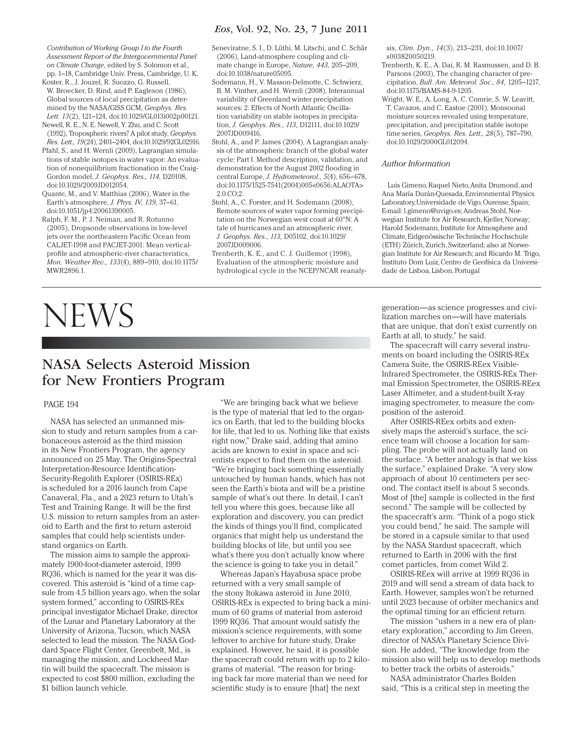*Contribution of Working Group I to the Fourth Assessment Report of the Intergovernmental Panel on Climate Change*, edited by S. Solomon et al., pp. 1–18, Cambridge Univ. Press, Cambridge, U. K.

Koster, R., J. Jouzel, R. Suozzo, G. Russell, W. Broecker, D. Rind, and P. Eagleson (1986), Global sources of local precipitation as determined by the NASA/GISS GCM, *Geophys. Res. Lett. 13*(2), 121–124, doi:10.1029/GL013i002p00121.

Newell, R. E., N. E. Newell, Y. Zhu, and C. Scott (1992), Tropospheric rivers? A pilot study, *Geophys. Res. Lett., 19*(24), 2401–2404, doi:10.1029/92GL02916.

Pfahl, S., and H. Wernli (2009), Lagrangian simulations of stable isotopes in water vapor: An evaluation of nonequilibrium fractionation in the Craig-Gordon model, *J. Geophys. Res., 114,* D20108, doi:10.1029/2009JD012054.

Quante, M., and V. Matthias (2006), Water in the Earth's atmosphere, *J. Phys. IV, 139,* 37–61, doi:10.1051/jp4:20061390005.

Ralph, F. M., P. J. Neiman, and R. Rotunno (2005), Dropsonde observations in low-level jets over the northeastern Pacific Ocean from CALJET-1998 and PACJET-2001: Mean vertical-profile and atmospheric-river characteristics, *Mon. Weather Rev., 133*(4), 889–910, doi:10.1175/MWR2896.1.

Seneviratne, S. I., D. Lüthi, M. Litschi, and C. Schär (2006), Land-atmosphere coupling and climate change in Europe, *Nature, 443,* 205–209, doi:10.1038/nature05095.

Sodemann, H., V. Masson-Delmotte, C. Schwierz, B. M. Vinther, and H. Wernli (2008), Interannual variability of Greenland winter precipitation sources: 2. Effects of North Atlantic Oscillation variability on stable isotopes in precipitation, *J. Geophys. Res., 113,* D12111, doi:10.1029/2007JD009416.

Stohl, A., and P. James (2004), A Lagrangian analysis of the atmospheric branch of the global water cycle: Part I. Method description, validation, and demonstration for the August 2002 flooding in central Europe, *J. Hydrometeorol., 5*(4), 656–678, doi:10.1175/1525-7541(2004)005<0656:ALAOTA>2.0.CO;2.

Stohl, A., C. Forster, and H. Sodemann (2008), Remote sources of water vapor forming precipitation on the Norwegian west coast at 60°N: A tale of hurricanes and an atmospheric river, *J. Geophys. Res., 113,* D05102, doi:10.1029/2007JD009006.

Trenberth, K. E., and C. J. Guillemot (1998), Evaluation of the atmospheric moisture and hydrological cycle in the NCEP/NCAR reanalysis, *Clim. Dyn., 14*(3), 213–231, doi:10.1007/s003820050219.

Trenberth, K. E., A. Dai, R. M. Rasmussen, and D. B. Parsons (2003), The changing character of precipitation, *Bull. Am. Meteorol. Soc., 84,* 1205–1217, doi:10.1175/BAMS-84-9-1205.

Wright, W. E., A. Long, A. C. Comrie, S. W. Leavitt, T. Cavazos, and C. Eastoe (2001), Monsoonal moisture sources revealed using temperature, precipitation, and precipitation stable isotope time series, *Geophys. Res. Lett., 28*(5), 787–790, doi:10.1029/2000GL012094.

### *Author Information*

Luis Gimeno, Raquel Nieto, Anita Drumond, and Ana María Durán-Quesada, Environmental Physics Laboratory, Universidade de Vigo, Ourense, Spain; E-mail: l.gimeno@uvigo.es; Andreas Stohl, Norwegian Institute for Air Research, Kjeller, Norway; Harold Sodemann, Institute for Atmosphere and Climate, Eidgenössische Technische Hochschule (ETH) Zürich, Zurich, Switzerland; also at Norwegian Institute for Air Research; and Ricardo M. Trigo, Instituto Dom Luiz, Centro de Geofísica da Universidade de Lisboa, Lisbon, Portugal

# NEWS

## NASA Selects Asteroid Mission for New Frontiers Program

PAGE 194

NASA has selected an unmanned mission to study and return samples from a carbonaceous asteroid as the third mission in its New Frontiers Program, the agency announced on 25 May. The Origins-Spectral Interpretation-Resource Identification-Security-Regolith Explorer (OSIRIS-REx) is scheduled for a 2016 launch from Cape Canaveral, Fla., and a 2023 return to Utah's Test and Training Range. It will be the first U.S. mission to return samples from an asteroid to Earth and the first to return asteroid samples that could help scientists understand organics on Earth.

The mission aims to sample the approximately 1900-foot-diameter asteroid, 1999 RQ36, which is named for the year it was discovered. This asteroid is "kind of a time capsule from 4.5 billion years ago, when the solar system formed," according to OSIRIS-REx principal investigator Michael Drake, director of the Lunar and Planetary Laboratory at the University of Arizona, Tucson, which NASA selected to lead the mission. The NASA Goddard Space Flight Center, Greenbelt, Md., is managing the mission, and Lockheed Martin will build the spacecraft. The mission is expected to cost $800 million, excluding the $1 billion launch vehicle.

"We are bringing back what we believe is the type of material that led to the organics on Earth, that led to the building blocks for life, that led to us. Nothing like that exists right now," Drake said, adding that amino acids are known to exist in space and scientists expect to find them on the asteroid. "We're bringing back something essentially untouched by human hands, which has not seen the Earth's biota and will be a pristine sample of what's out there. In detail, I can't tell you where this goes, because like all exploration and discovery, you can predict the kinds of things you'll find, complicated organics that might help us understand the building blocks of life, but until you see what's there you don't actually know where the science is going to take you in detail."

Whereas Japan's Hayabusa space probe returned with a very small sample of the stony Itokawa asteroid in June 2010, OSIRIS-REx is expected to bring back a minimum of 60 grams of material from asteroid 1999 RQ36. That amount would satisfy the mission's science requirements, with some leftover to archive for future study, Drake explained. However, he said, it is possible the spacecraft could return with up to 2 kilograms of material. "The reason for bringing back far more material than we need for scientific study is to ensure [that] the next generation—as science progresses and civilization marches on—will have materials that are unique, that don't exist currently on Earth at all, to study," he said.

The spacecraft will carry several instruments on board including the OSIRIS-REx Camera Suite, the OSIRIS-REex Visible-Infrared Spectrometer, the OSIRIS-REx Thermal Emission Spectrometer, the OSIRIS-REex Laser Altimeter, and a student-built X-ray imaging spectrometer, to measure the composition of the asteroid.

After OSIRIS-REex orbits and extensively maps the asteroid's surface, the science team will choose a location for sampling. The probe will not actually land on the surface. "A better analogy is that we kiss the surface," explained Drake. "A very slow approach of about 10 centimeters per second. The contact itself is about 5 seconds. Most of [the] sample is collected in the first second." The sample will be collected by the spacecraft's arm. "Think of a pogo stick you could bend," he said. The sample will be stored in a capsule similar to that used by the NASA Stardust spacecraft, which returned to Earth in 2006 with the first comet particles, from comet Wild 2.

OSIRIS-REex will arrive at 1999 RQ36 in 2019 and will send a stream of data back to Earth. However, samples won't be returned until 2023 because of orbiter mechanics and the optimal timing for an efficient return.

The mission "ushers in a new era of planetary exploration," according to Jim Green, director of NASA's Planetary Science Division. He added, "The knowledge from the mission also will help us to develop methods to better track the orbits of asteroids."

NASA administrator Charles Bolden said, "This is a critical step in meeting the